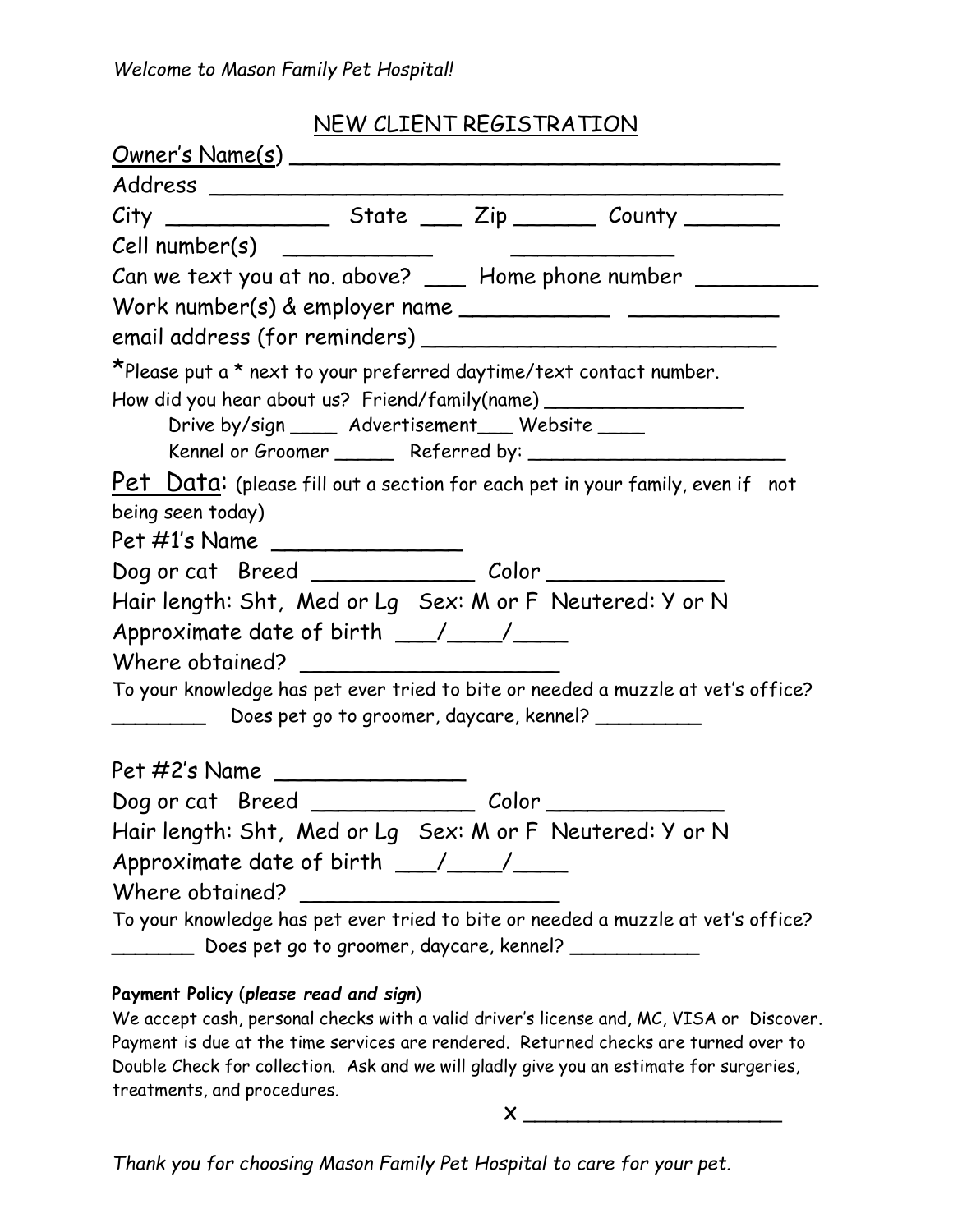*Welcome to Mason Family Pet Hospital!*

## NEW CLIENT REGISTRATION

Owner's Name(s) ____________________________________

Address ____________________________________________

City ____________ State ___ Zip ______ County _______

Cell number(s) ___________ ____________

Can we text you at no. above? ___ Home phone number _________

Work number(s) & employer name ___________ ___________

email address (for reminders) ___________________________

*Please put a * next to your preferred daytime/text contact number.

How did you hear about us? Friend/family(name) _________________

Drive by/sign ____ Advertisement___ Website ____

Kennel or Groomer ______ Referred by: ______________________

**Pet Data:** (please fill out a section for each pet in your family, even if not being seen today)

Pet #1's Name ______________

Dog or cat Breed ____________ Color _____________

Hair length: Sht, Med or Lg Sex: M or F Neutered: Y or N

Approximate date of birth ___/____/____

Where obtained? ___________________

To your knowledge has pet ever tried to bite or needed a muzzle at vet's office? ________ Does pet go to groomer, daycare, kennel? _________

Pet #2's Name ______________

Dog or cat Breed ____________ Color _____________

Hair length: Sht, Med or Lg Sex: M or F Neutered: Y or N

Approximate date of birth ___/____/____

Where obtained? ___________________

To your knowledge has pet ever tried to bite or needed a muzzle at vet's office? _______ Does pet go to groomer, daycare, kennel? ___________

**Payment Policy (*please read and sign*)**

We accept cash, personal checks with a valid driver's license and, MC, VISA or Discover. Payment is due at the time services are rendered. Returned checks are turned over to Double Check for collection. Ask and we will gladly give you an estimate for surgeries, treatments, and procedures.

X ____________________

*Thank you for choosing Mason Family Pet Hospital to care for your pet.*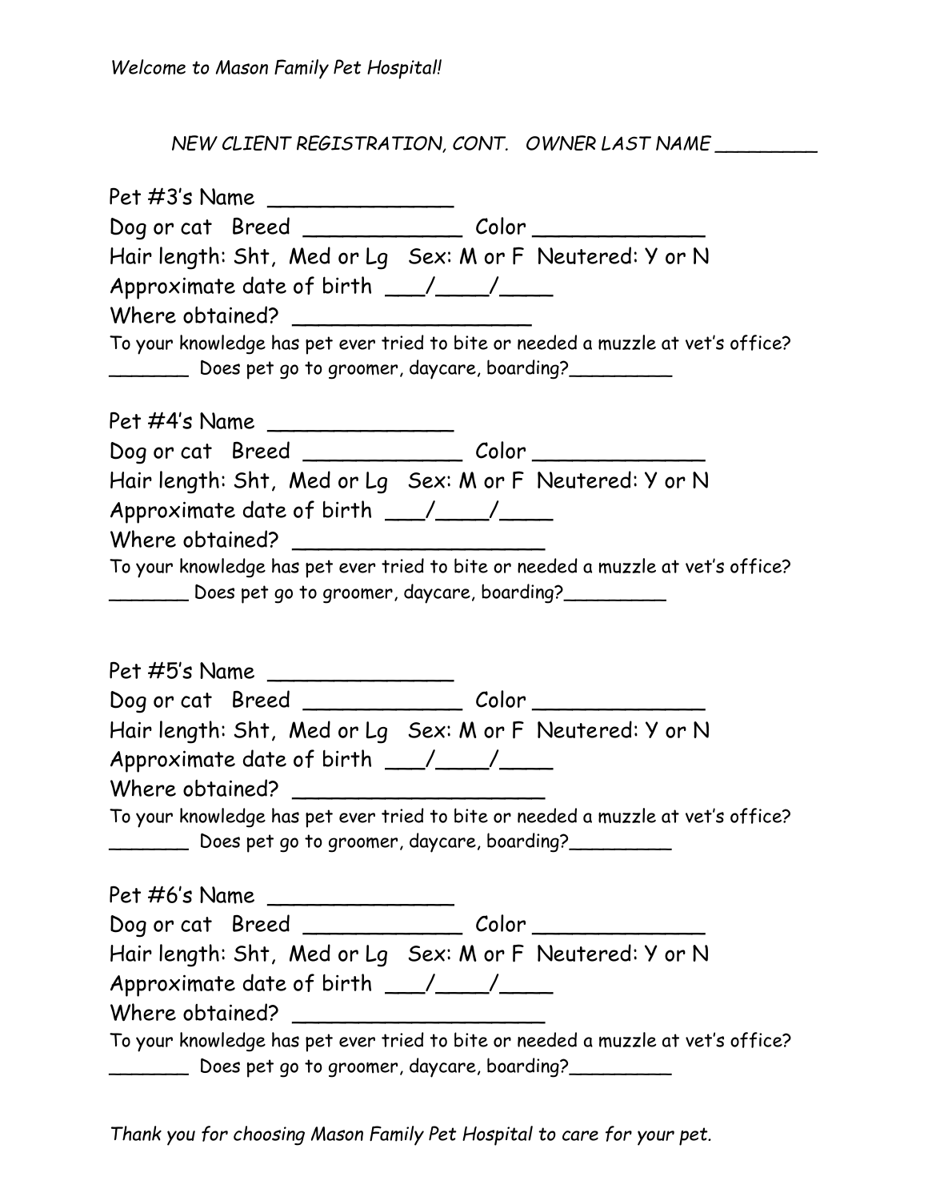*Welcome to Mason Family Pet Hospital!*

*NEW CLIENT REGISTRATION, CONT.   OWNER LAST NAME ________*

Pet #3's Name ______________

Dog or cat   Breed ____________   Color _____________

Hair length: Sht,  Med or Lg   Sex: M or F  Neutered: Y or N

Approximate date of birth ___/____/____

Where obtained? __________________

To your knowledge has pet ever tried to bite or needed a muzzle at vet's office?
_______ Does pet go to groomer, daycare, boarding?_________

Pet #4's Name ______________

Dog or cat   Breed ____________   Color _____________

Hair length: Sht,  Med or Lg   Sex: M or F  Neutered: Y or N

Approximate date of birth ___/____/____

Where obtained? ___________________

To your knowledge has pet ever tried to bite or needed a muzzle at vet's office?
_______ Does pet go to groomer, daycare, boarding?_________

Pet #5's Name ______________

Dog or cat   Breed ____________   Color _____________

Hair length: Sht,  Med or Lg   Sex: M or F  Neutered: Y or N

Approximate date of birth ___/____/____

Where obtained? ___________________

To your knowledge has pet ever tried to bite or needed a muzzle at vet's office?
_______ Does pet go to groomer, daycare, boarding?_________

Pet #6's Name ______________

Dog or cat   Breed ____________   Color _____________

Hair length: Sht,  Med or Lg   Sex: M or F  Neutered: Y or N

Approximate date of birth ___/____/____

Where obtained? ___________________

To your knowledge has pet ever tried to bite or needed a muzzle at vet's office?
_______ Does pet go to groomer, daycare, boarding?_________

*Thank you for choosing Mason Family Pet Hospital to care for your pet.*